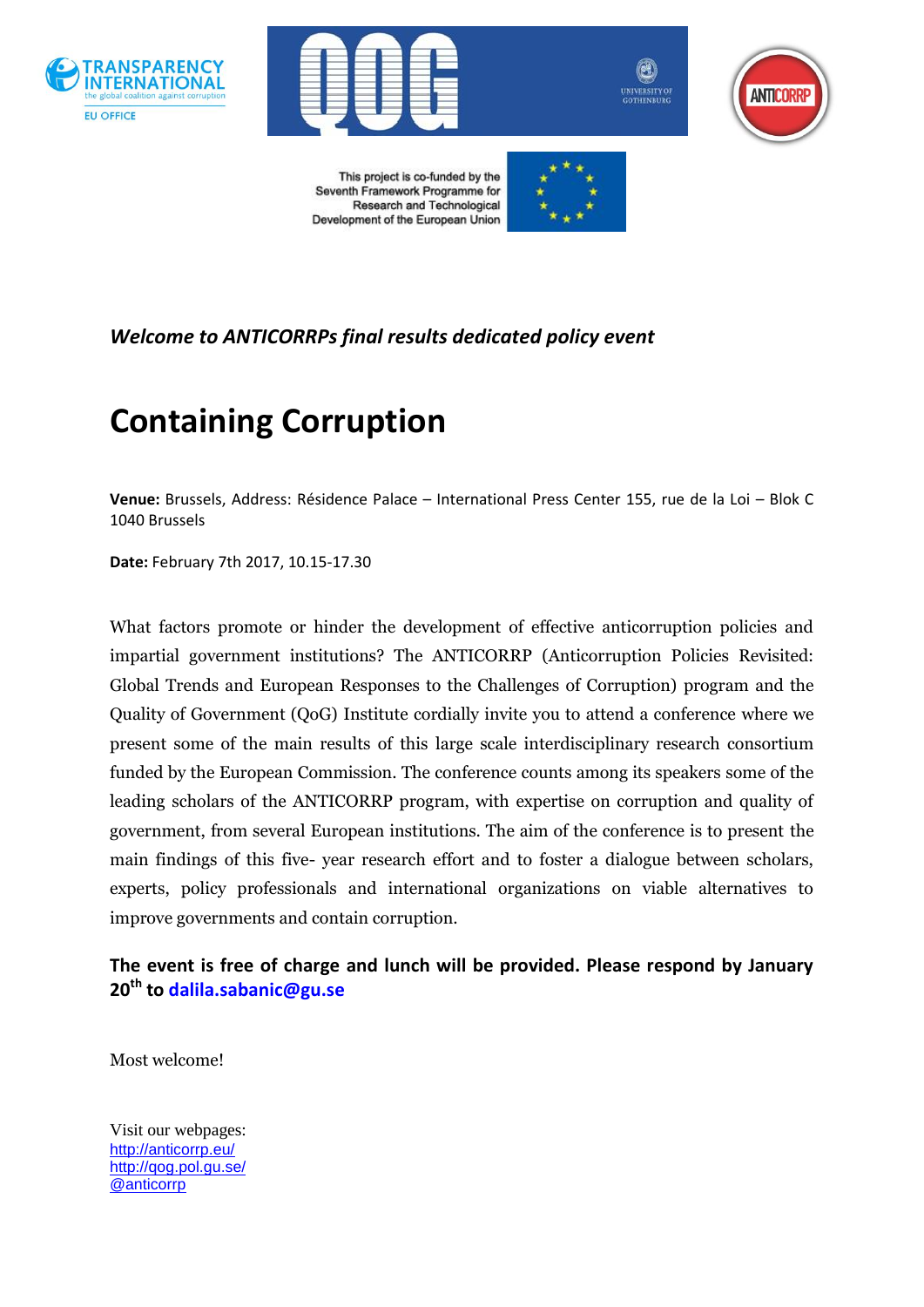This project is co-funded by the Seventh Framework Programme for Research and Technological Development of the European Union

***Welcome to ANTICORRPs final results dedicated policy event***

# Containing Corruption

**Venue:** Brussels, Address: Résidence Palace – International Press Center 155, rue de la Loi – Blok C 1040 Brussels

**Date:** February 7th 2017, 10.15-17.30

What factors promote or hinder the development of effective anticorruption policies and impartial government institutions? The ANTICORRP (Anticorruption Policies Revisited: Global Trends and European Responses to the Challenges of Corruption) program and the Quality of Government (QoG) Institute cordially invite you to attend a conference where we present some of the main results of this large scale interdisciplinary research consortium funded by the European Commission. The conference counts among its speakers some of the leading scholars of the ANTICORRP program, with expertise on corruption and quality of government, from several European institutions. The aim of the conference is to present the main findings of this five- year research effort and to foster a dialogue between scholars, experts, policy professionals and international organizations on viable alternatives to improve governments and contain corruption.

**The event is free of charge and lunch will be provided. Please respond by January 20th to dalila.sabanic@gu.se**

Most welcome!

Visit our webpages:
http://anticorrp.eu/
http://qog.pol.gu.se/
@anticorrp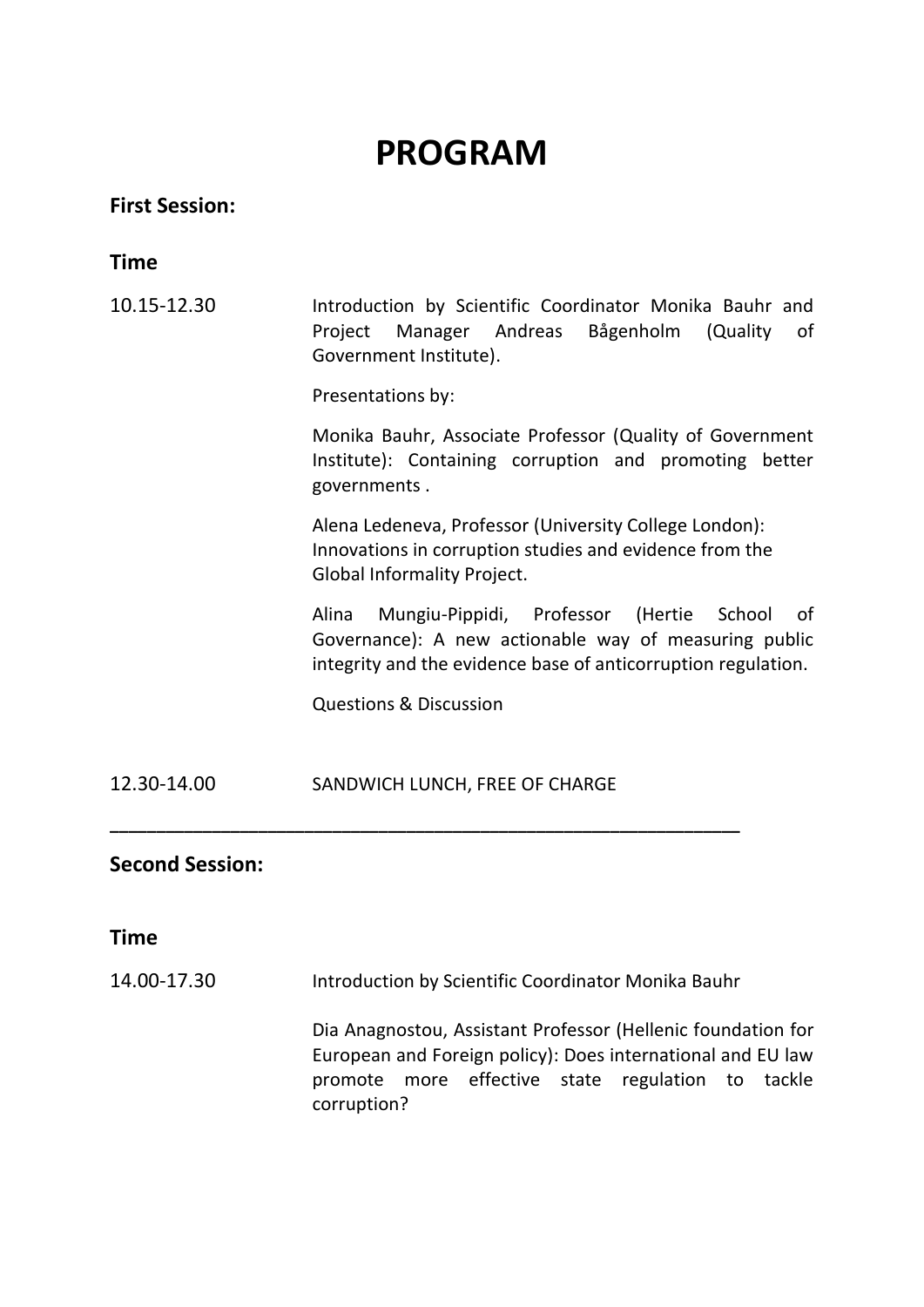# PROGRAM

**First Session:**

**Time**

10.15-12.30

Introduction by Scientific Coordinator Monika Bauhr and Project Manager Andreas Bågenholm (Quality of Government Institute).

Presentations by:

Monika Bauhr, Associate Professor (Quality of Government Institute): Containing corruption and promoting better governments .

Alena Ledeneva, Professor (University College London): Innovations in corruption studies and evidence from the Global Informality Project.

Alina Mungiu-Pippidi, Professor (Hertie School of Governance): A new actionable way of measuring public integrity and the evidence base of anticorruption regulation.

Questions & Discussion

12.30-14.00

SANDWICH LUNCH, FREE OF CHARGE

---

**Second Session:**

**Time**

14.00-17.30

Introduction by Scientific Coordinator Monika Bauhr

Dia Anagnostou, Assistant Professor (Hellenic foundation for European and Foreign policy): Does international and EU law promote more effective state regulation to tackle corruption?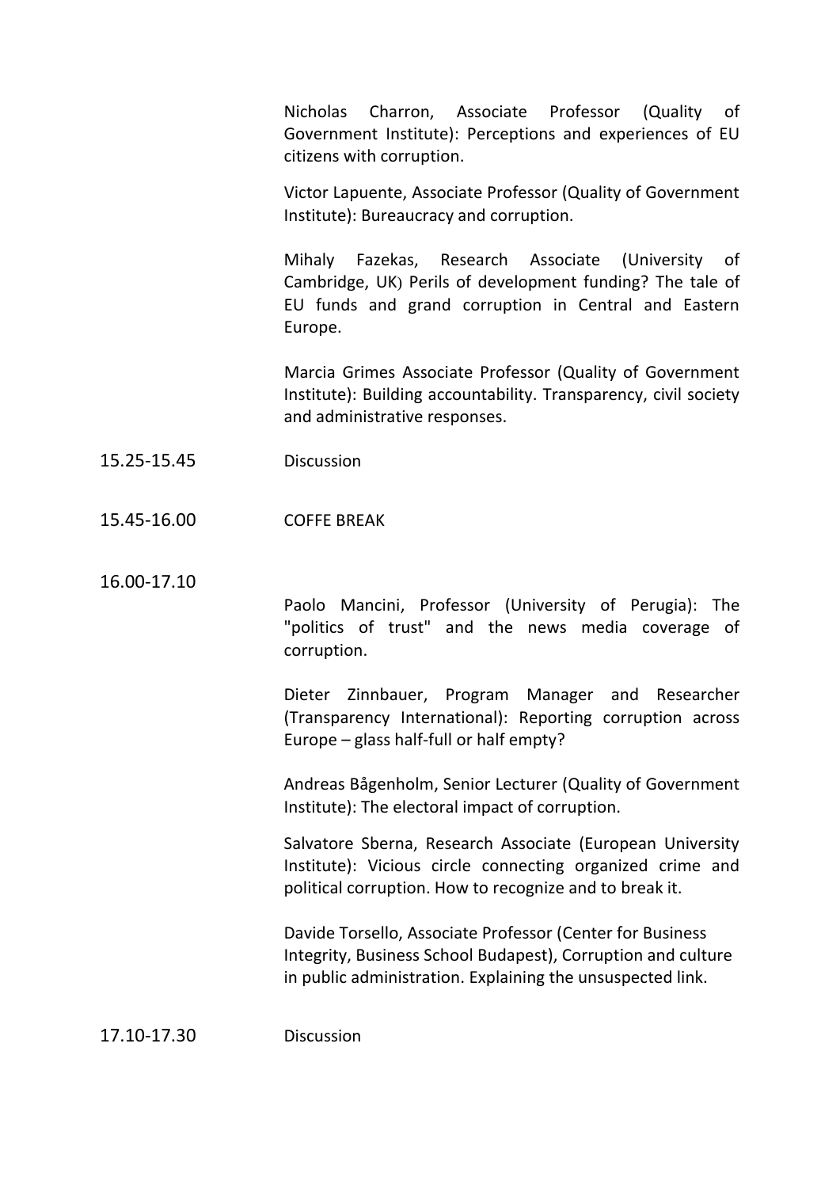Nicholas Charron, Associate Professor (Quality of Government Institute): Perceptions and experiences of EU citizens with corruption.

Victor Lapuente, Associate Professor (Quality of Government Institute): Bureaucracy and corruption.

Mihaly Fazekas, Research Associate (University of Cambridge, UK) Perils of development funding? The tale of EU funds and grand corruption in Central and Eastern Europe.

Marcia Grimes Associate Professor (Quality of Government Institute): Building accountability. Transparency, civil society and administrative responses.

15.25-15.45 Discussion

15.45-16.00 COFFE BREAK

16.00-17.10

Paolo Mancini, Professor (University of Perugia): The "politics of trust" and the news media coverage of corruption.

Dieter Zinnbauer, Program Manager and Researcher (Transparency International): Reporting corruption across Europe – glass half-full or half empty?

Andreas Bågenholm, Senior Lecturer (Quality of Government Institute): The electoral impact of corruption.

Salvatore Sberna, Research Associate (European University Institute): Vicious circle connecting organized crime and political corruption. How to recognize and to break it.

Davide Torsello, Associate Professor (Center for Business Integrity, Business School Budapest), Corruption and culture in public administration. Explaining the unsuspected link.

17.10-17.30 Discussion